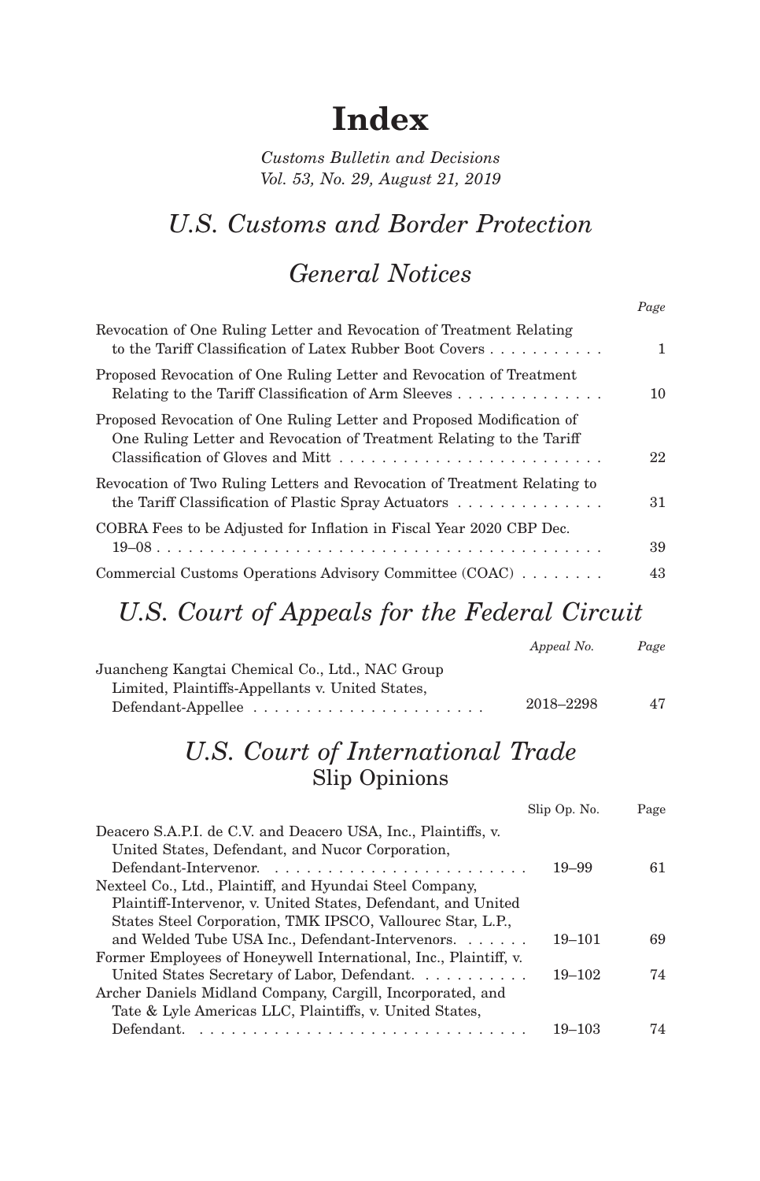# Index

*Customs Bulletin and Decisions*
*Vol. 53, No. 29, August 21, 2019*

## *U.S. Customs and Border Protection*

## *General Notices*

| | *Page* |
|---|---|
| Revocation of One Ruling Letter and Revocation of Treatment Relating to the Tariff Classification of Latex Rubber Boot Covers | 1 |
| Proposed Revocation of One Ruling Letter and Revocation of Treatment Relating to the Tariff Classification of Arm Sleeves | 10 |
| Proposed Revocation of One Ruling Letter and Proposed Modification of One Ruling Letter and Revocation of Treatment Relating to the Tariff Classification of Gloves and Mitt | 22 |
| Revocation of Two Ruling Letters and Revocation of Treatment Relating to the Tariff Classification of Plastic Spray Actuators | 31 |
| COBRA Fees to be Adjusted for Inflation in Fiscal Year 2020 CBP Dec. 19–08 | 39 |
| Commercial Customs Operations Advisory Committee (COAC) | 43 |

## *U.S. Court of Appeals for the Federal Circuit*

| | *Appeal No.* | *Page* |
|---|---|---|
| Juancheng Kangtai Chemical Co., Ltd., NAC Group Limited, Plaintiffs-Appellants v. United States, Defendant-Appellee | 2018–2298 | 47 |

## *U.S. Court of International Trade*
### Slip Opinions

| | Slip Op. No. | Page |
|---|---|---|
| Deacero S.A.P.I. de C.V. and Deacero USA, Inc., Plaintiffs, v. United States, Defendant, and Nucor Corporation, Defendant-Intervenor. | 19–99 | 61 |
| Nexteel Co., Ltd., Plaintiff, and Hyundai Steel Company, Plaintiff-Intervenor, v. United States, Defendant, and United States Steel Corporation, TMK IPSCO, Vallourec Star, L.P., and Welded Tube USA Inc., Defendant-Intervenors. | 19–101 | 69 |
| Former Employees of Honeywell International, Inc., Plaintiff, v. United States Secretary of Labor, Defendant. | 19–102 | 74 |
| Archer Daniels Midland Company, Cargill, Incorporated, and Tate & Lyle Americas LLC, Plaintiffs, v. United States, Defendant. | 19–103 | 74 |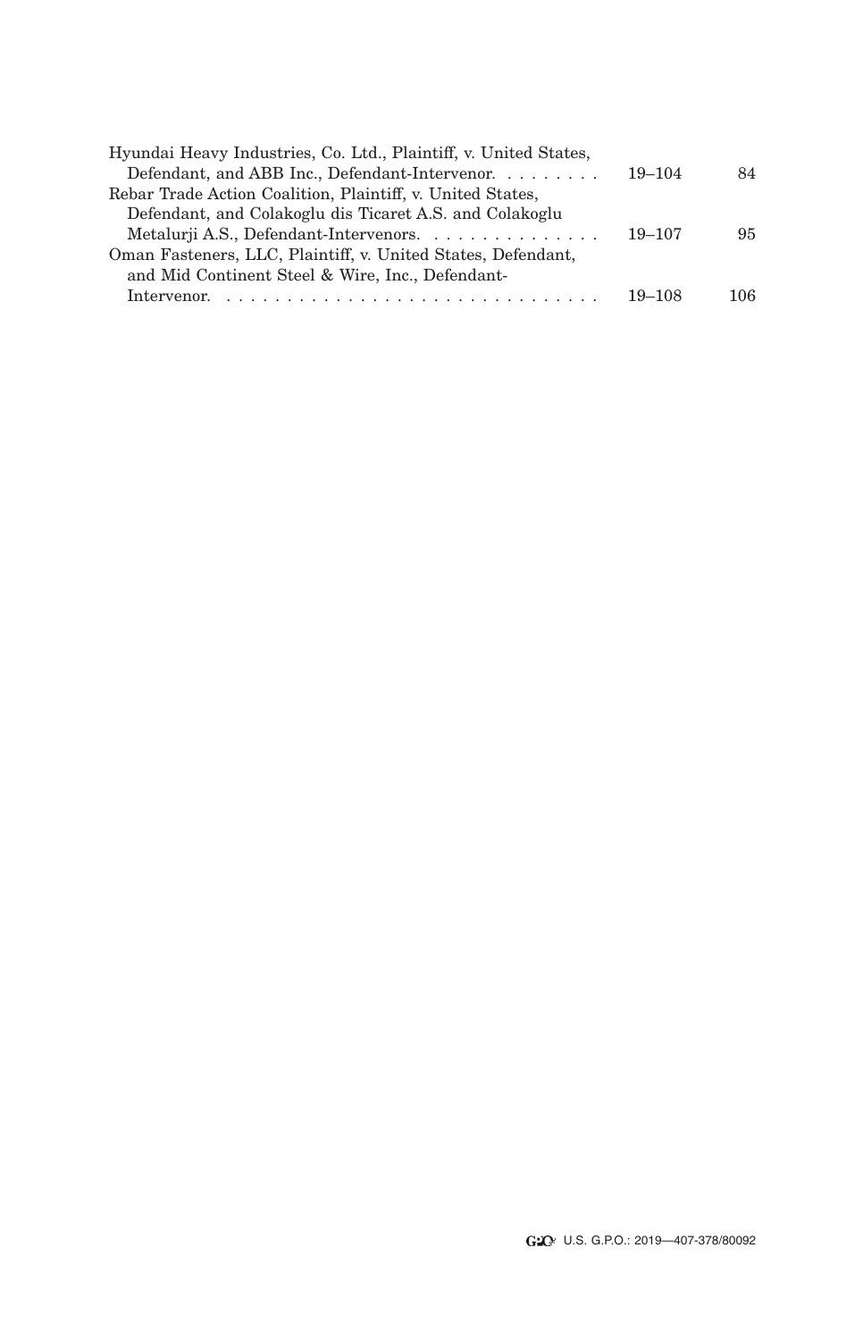| | | |
|---|---|---|
| Hyundai Heavy Industries, Co. Ltd., Plaintiff, v. United States, Defendant, and ABB Inc., Defendant-Intervenor. | 19–104 | 84 |
| Rebar Trade Action Coalition, Plaintiff, v. United States, Defendant, and Colakoglu dis Ticaret A.S. and Colakoglu Metalurji A.S., Defendant-Intervenors. | 19–107 | 95 |
| Oman Fasteners, LLC, Plaintiff, v. United States, Defendant, and Mid Continent Steel & Wire, Inc., Defendant-Intervenor. | 19–108 | 106 |

U.S. G.P.O.: 2019—407-378/80092